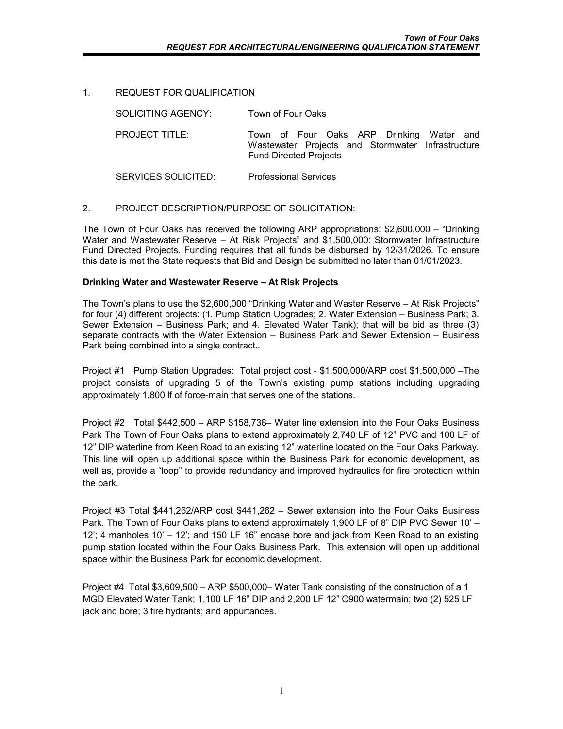1. REQUEST FOR QUALIFICATION

| | |
|---|---|
| SOLICITING AGENCY: | Town of Four Oaks |
| PROJECT TITLE: | Town of Four Oaks ARP Drinking Water and Wastewater Projects and Stormwater Infrastructure Fund Directed Projects |
| SERVICES SOLICITED: | Professional Services |

2. PROJECT DESCRIPTION/PURPOSE OF SOLICITATION:

The Town of Four Oaks has received the following ARP appropriations: $2,600,000 – "Drinking Water and Wastewater Reserve – At Risk Projects" and $1,500,000: Stormwater Infrastructure Fund Directed Projects. Funding requires that all funds be disbursed by 12/31/2026. To ensure this date is met the State requests that Bid and Design be submitted no later than 01/01/2023.

**Drinking Water and Wastewater Reserve – At Risk Projects**

The Town's plans to use the $2,600,000 "Drinking Water and Waster Reserve – At Risk Projects" for four (4) different projects: (1. Pump Station Upgrades; 2. Water Extension – Business Park; 3. Sewer Extension – Business Park; and 4. Elevated Water Tank); that will be bid as three (3) separate contracts with the Water Extension – Business Park and Sewer Extension – Business Park being combined into a single contract..

Project #1 Pump Station Upgrades: Total project cost - $1,500,000/ARP cost $1,500,000 –The project consists of upgrading 5 of the Town's existing pump stations including upgrading approximately 1,800 lf of force-main that serves one of the stations.

Project #2 Total $442,500 – ARP $158,738– Water line extension into the Four Oaks Business Park The Town of Four Oaks plans to extend approximately 2,740 LF of 12" PVC and 100 LF of 12" DIP waterline from Keen Road to an existing 12" waterline located on the Four Oaks Parkway. This line will open up additional space within the Business Park for economic development, as well as, provide a "loop" to provide redundancy and improved hydraulics for fire protection within the park.

Project #3 Total $441,262/ARP cost $441,262 – Sewer extension into the Four Oaks Business Park. The Town of Four Oaks plans to extend approximately 1,900 LF of 8" DIP PVC Sewer 10' – 12'; 4 manholes 10' – 12'; and 150 LF 16" encase bore and jack from Keen Road to an existing pump station located within the Four Oaks Business Park. This extension will open up additional space within the Business Park for economic development.

Project #4 Total $3,609,500 – ARP $500,000– Water Tank consisting of the construction of a 1 MGD Elevated Water Tank; 1,100 LF 16" DIP and 2,200 LF 12" C900 watermain; two (2) 525 LF jack and bore; 3 fire hydrants; and appurtances.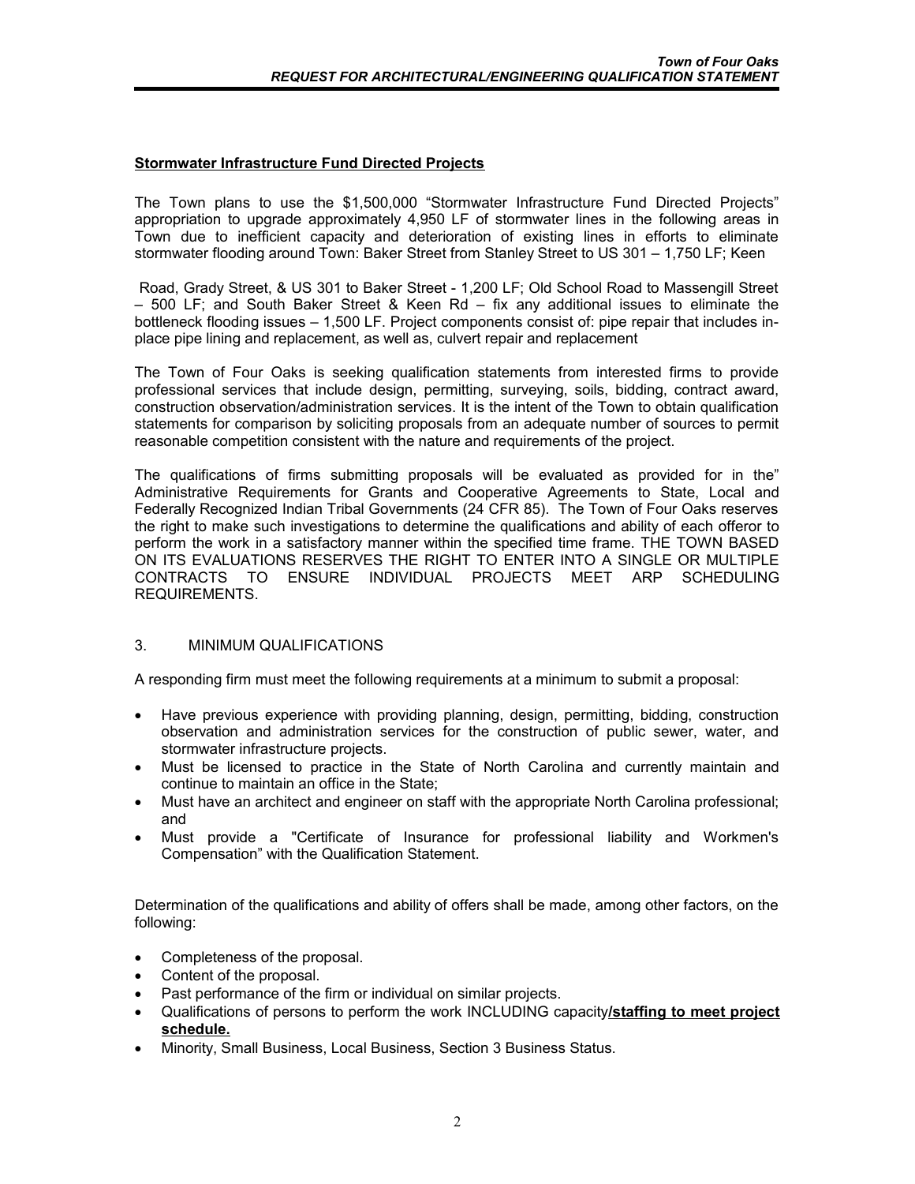**Stormwater Infrastructure Fund Directed Projects**

The Town plans to use the $1,500,000 "Stormwater Infrastructure Fund Directed Projects" appropriation to upgrade approximately 4,950 LF of stormwater lines in the following areas in Town due to inefficient capacity and deterioration of existing lines in efforts to eliminate stormwater flooding around Town: Baker Street from Stanley Street to US 301 – 1,750 LF; Keen Road, Grady Street, & US 301 to Baker Street - 1,200 LF; Old School Road to Massengill Street – 500 LF; and South Baker Street & Keen Rd – fix any additional issues to eliminate the bottleneck flooding issues – 1,500 LF. Project components consist of: pipe repair that includes in-place pipe lining and replacement, as well as, culvert repair and replacement

The Town of Four Oaks is seeking qualification statements from interested firms to provide professional services that include design, permitting, surveying, soils, bidding, contract award, construction observation/administration services. It is the intent of the Town to obtain qualification statements for comparison by soliciting proposals from an adequate number of sources to permit reasonable competition consistent with the nature and requirements of the project.

The qualifications of firms submitting proposals will be evaluated as provided for in the" Administrative Requirements for Grants and Cooperative Agreements to State, Local and Federally Recognized Indian Tribal Governments (24 CFR 85). The Town of Four Oaks reserves the right to make such investigations to determine the qualifications and ability of each offeror to perform the work in a satisfactory manner within the specified time frame. THE TOWN BASED ON ITS EVALUATIONS RESERVES THE RIGHT TO ENTER INTO A SINGLE OR MULTIPLE CONTRACTS TO ENSURE INDIVIDUAL PROJECTS MEET ARP SCHEDULING REQUIREMENTS.

## 3. MINIMUM QUALIFICATIONS

A responding firm must meet the following requirements at a minimum to submit a proposal:

- Have previous experience with providing planning, design, permitting, bidding, construction observation and administration services for the construction of public sewer, water, and stormwater infrastructure projects.
- Must be licensed to practice in the State of North Carolina and currently maintain and continue to maintain an office in the State;
- Must have an architect and engineer on staff with the appropriate North Carolina professional; and
- Must provide a "Certificate of Insurance for professional liability and Workmen's Compensation" with the Qualification Statement.

Determination of the qualifications and ability of offers shall be made, among other factors, on the following:

- Completeness of the proposal.
- Content of the proposal.
- Past performance of the firm or individual on similar projects.
- Qualifications of persons to perform the work INCLUDING capacity**/staffing to meet project schedule.**
- Minority, Small Business, Local Business, Section 3 Business Status.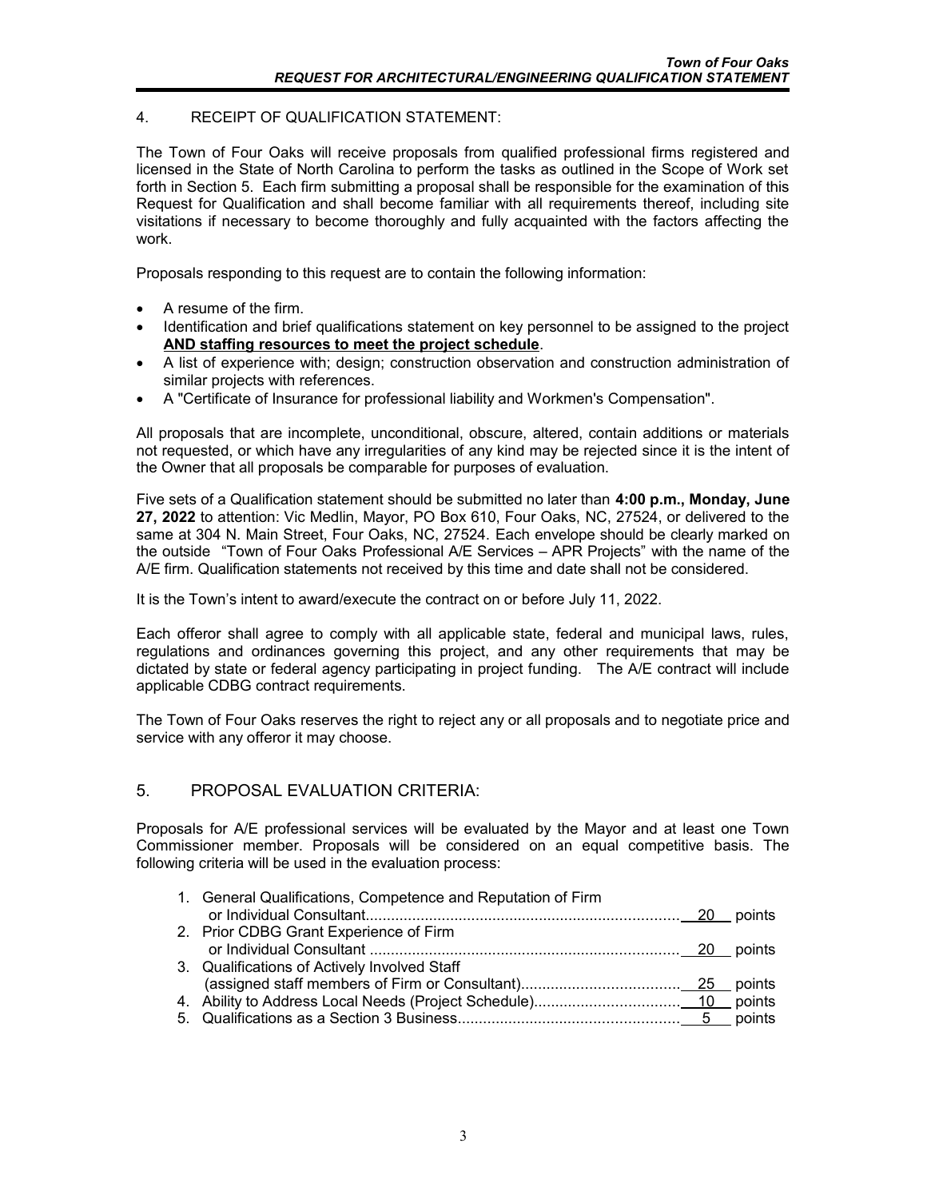## 4. RECEIPT OF QUALIFICATION STATEMENT:

The Town of Four Oaks will receive proposals from qualified professional firms registered and licensed in the State of North Carolina to perform the tasks as outlined in the Scope of Work set forth in Section 5. Each firm submitting a proposal shall be responsible for the examination of this Request for Qualification and shall become familiar with all requirements thereof, including site visitations if necessary to become thoroughly and fully acquainted with the factors affecting the work.

Proposals responding to this request are to contain the following information:

- A resume of the firm.
- Identification and brief qualifications statement on key personnel to be assigned to the project **AND staffing resources to meet the project schedule**.
- A list of experience with; design; construction observation and construction administration of similar projects with references.
- A "Certificate of Insurance for professional liability and Workmen's Compensation".

All proposals that are incomplete, unconditional, obscure, altered, contain additions or materials not requested, or which have any irregularities of any kind may be rejected since it is the intent of the Owner that all proposals be comparable for purposes of evaluation.

Five sets of a Qualification statement should be submitted no later than **4:00 p.m., Monday, June 27, 2022** to attention: Vic Medlin, Mayor, PO Box 610, Four Oaks, NC, 27524, or delivered to the same at 304 N. Main Street, Four Oaks, NC, 27524. Each envelope should be clearly marked on the outside "Town of Four Oaks Professional A/E Services – APR Projects" with the name of the A/E firm. Qualification statements not received by this time and date shall not be considered.

It is the Town's intent to award/execute the contract on or before July 11, 2022.

Each offeror shall agree to comply with all applicable state, federal and municipal laws, rules, regulations and ordinances governing this project, and any other requirements that may be dictated by state or federal agency participating in project funding. The A/E contract will include applicable CDBG contract requirements.

The Town of Four Oaks reserves the right to reject any or all proposals and to negotiate price and service with any offeror it may choose.

## 5. PROPOSAL EVALUATION CRITERIA:

Proposals for A/E professional services will be evaluated by the Mayor and at least one Town Commissioner member. Proposals will be considered on an equal competitive basis. The following criteria will be used in the evaluation process:

1. General Qualifications, Competence and Reputation of Firm or Individual Consultant.......... 20 points
2. Prior CDBG Grant Experience of Firm or Individual Consultant .......... 20 points
3. Qualifications of Actively Involved Staff (assigned staff members of Firm or Consultant).......... 25 points
4. Ability to Address Local Needs (Project Schedule).......... 10 points
5. Qualifications as a Section 3 Business.......... 5 points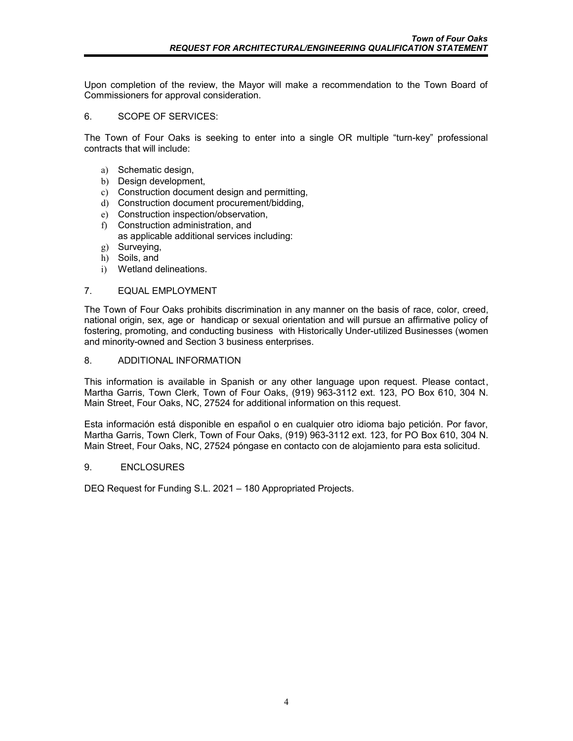Upon completion of the review, the Mayor will make a recommendation to the Town Board of Commissioners for approval consideration.

## 6. SCOPE OF SERVICES:

The Town of Four Oaks is seeking to enter into a single OR multiple "turn-key" professional contracts that will include:

a) Schematic design,
b) Design development,
c) Construction document design and permitting,
d) Construction document procurement/bidding,
e) Construction inspection/observation,
f) Construction administration, and
   as applicable additional services including:
g) Surveying,
h) Soils, and
i) Wetland delineations.

## 7. EQUAL EMPLOYMENT

The Town of Four Oaks prohibits discrimination in any manner on the basis of race, color, creed, national origin, sex, age or handicap or sexual orientation and will pursue an affirmative policy of fostering, promoting, and conducting business with Historically Under-utilized Businesses (women and minority-owned and Section 3 business enterprises.

## 8. ADDITIONAL INFORMATION

This information is available in Spanish or any other language upon request. Please contact, Martha Garris, Town Clerk, Town of Four Oaks, (919) 963-3112 ext. 123, PO Box 610, 304 N. Main Street, Four Oaks, NC, 27524 for additional information on this request.

Esta información está disponible en español o en cualquier otro idioma bajo petición. Por favor, Martha Garris, Town Clerk, Town of Four Oaks, (919) 963-3112 ext. 123, for PO Box 610, 304 N. Main Street, Four Oaks, NC, 27524 póngase en contacto con de alojamiento para esta solicitud.

## 9. ENCLOSURES

DEQ Request for Funding S.L. 2021 – 180 Appropriated Projects.